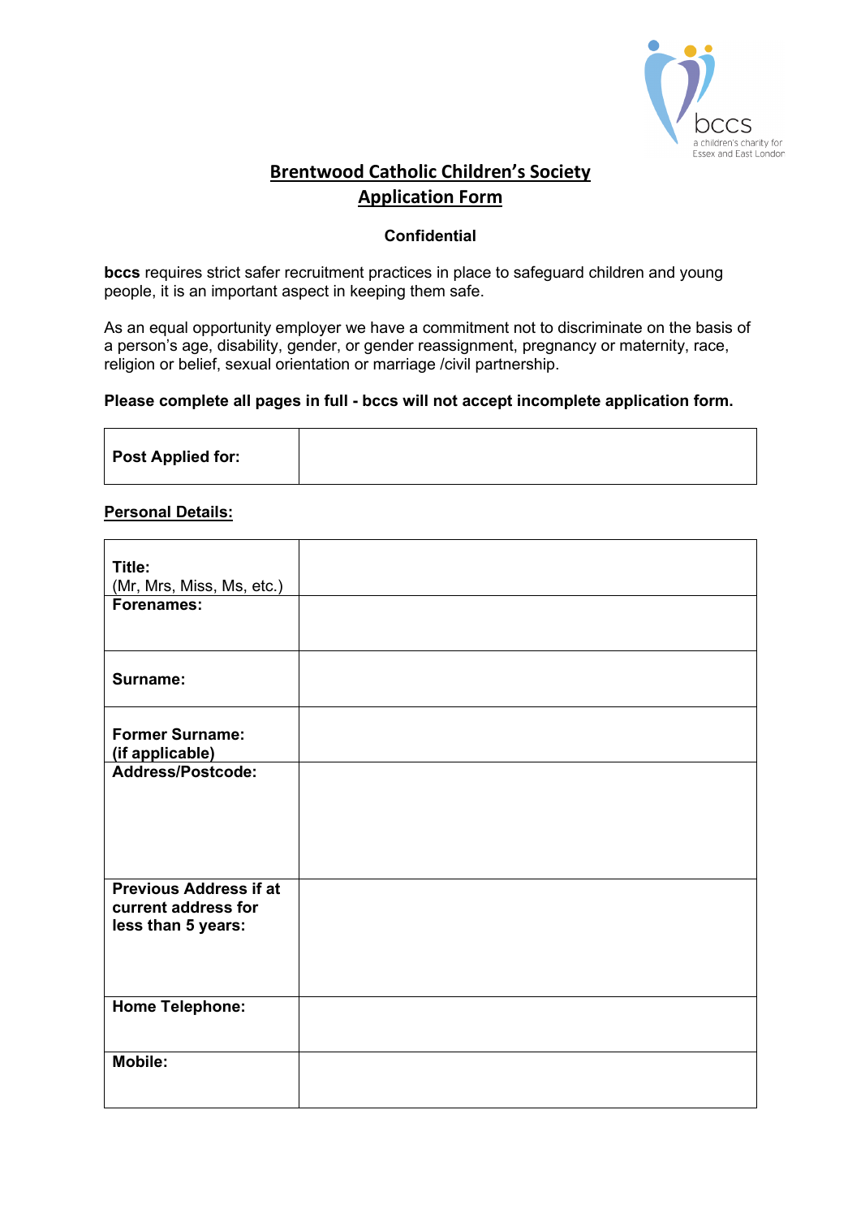bccs
a children's charity for Essex and East London

# Brentwood Catholic Children's Society
# Application Form

**Confidential**

**bccs** requires strict safer recruitment practices in place to safeguard children and young people, it is an important aspect in keeping them safe.

As an equal opportunity employer we have a commitment not to discriminate on the basis of a person's age, disability, gender, or gender reassignment, pregnancy or maternity, race, religion or belief, sexual orientation or marriage /civil partnership.

**Please complete all pages in full - bccs will not accept incomplete application form.**

| **Post Applied for:** | |
|---|---|

**Personal Details:**

| | |
|---|---|
| **Title:** (Mr, Mrs, Miss, Ms, etc.) | |
| **Forenames:** | |
| **Surname:** | |
| **Former Surname: (if applicable)** | |
| **Address/Postcode:** | |
| **Previous Address if at current address for less than 5 years:** | |
| **Home Telephone:** | |
| **Mobile:** | |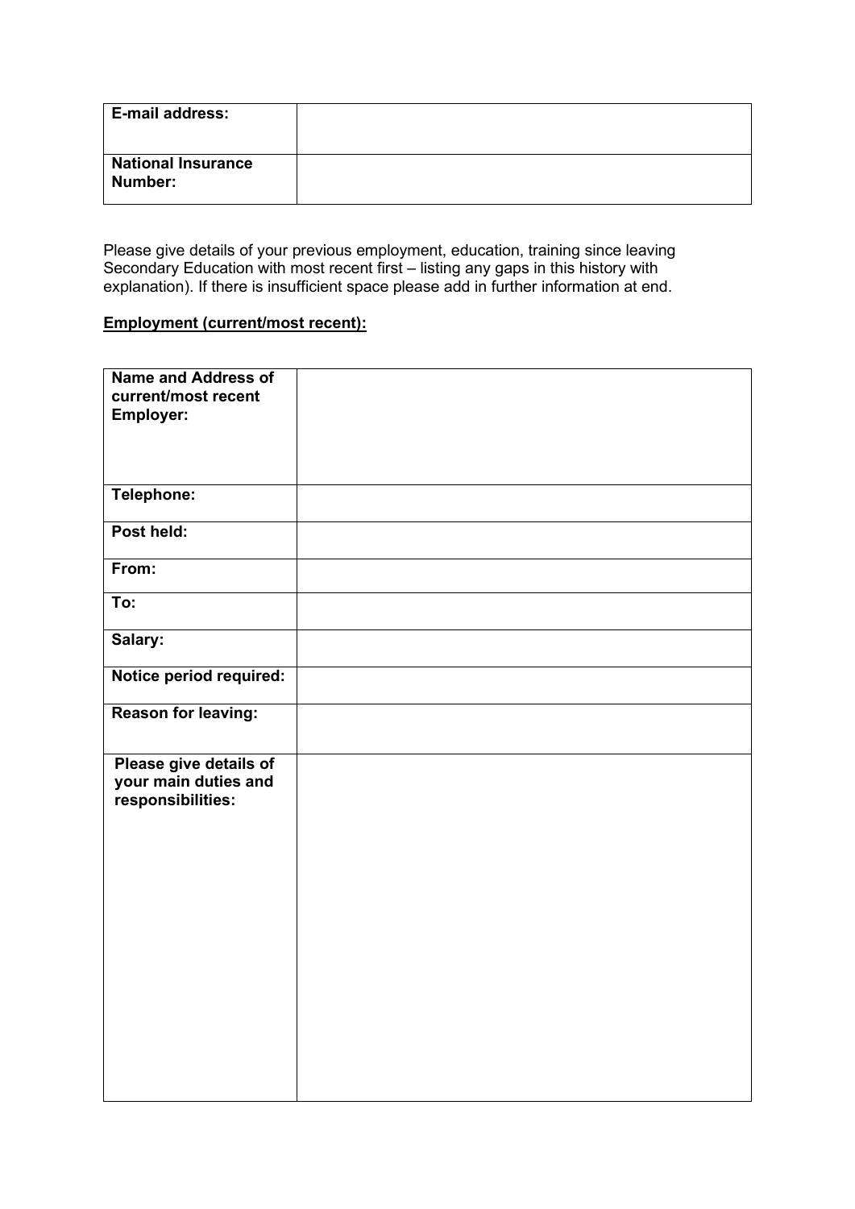| E-mail address: | |
|---|---|
| **National Insurance Number:** | |

Please give details of your previous employment, education, training since leaving Secondary Education with most recent first – listing any gaps in this history with explanation). If there is insufficient space please add in further information at end.

**Employment (current/most recent):**

| Name and Address of current/most recent Employer: | |
|---|---|
| **Telephone:** | |
| **Post held:** | |
| **From:** | |
| **To:** | |
| **Salary:** | |
| **Notice period required:** | |
| **Reason for leaving:** | |
| **Please give details of your main duties and responsibilities:** | |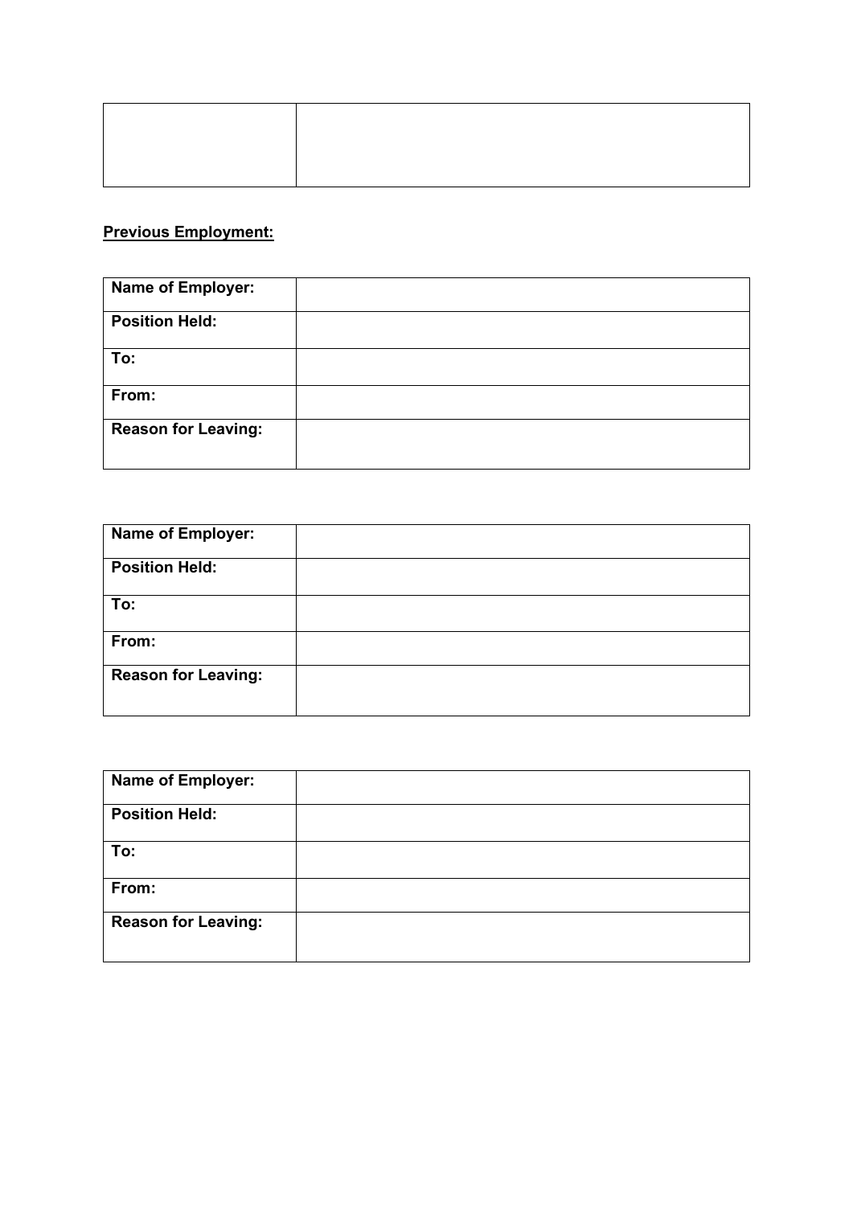| | |
|---|---|
| | |

**Previous Employment:**

| Name of Employer: | |
|---|---|
| Position Held: | |
| To: | |
| From: | |
| Reason for Leaving: | |

| Name of Employer: | |
|---|---|
| Position Held: | |
| To: | |
| From: | |
| Reason for Leaving: | |

| Name of Employer: | |
|---|---|
| Position Held: | |
| To: | |
| From: | |
| Reason for Leaving: | |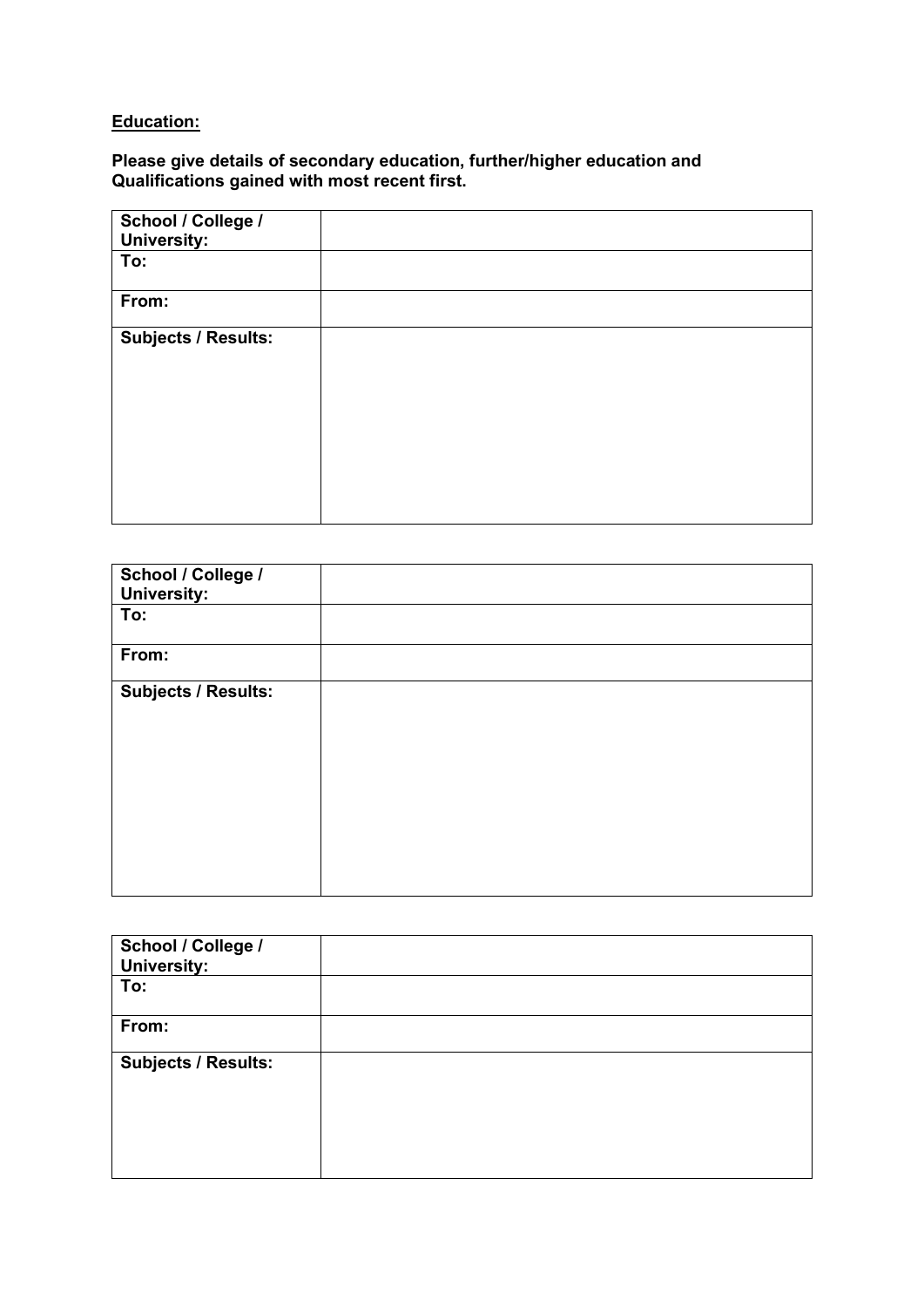**Education:**

**Please give details of secondary education, further/higher education and Qualifications gained with most recent first.**

| **School / College / University:** | |
|---|---|
| **To:** | |
| **From:** | |
| **Subjects / Results:** | |

| **School / College / University:** | |
|---|---|
| **To:** | |
| **From:** | |
| **Subjects / Results:** | |

| **School / College / University:** | |
|---|---|
| **To:** | |
| **From:** | |
| **Subjects / Results:** | |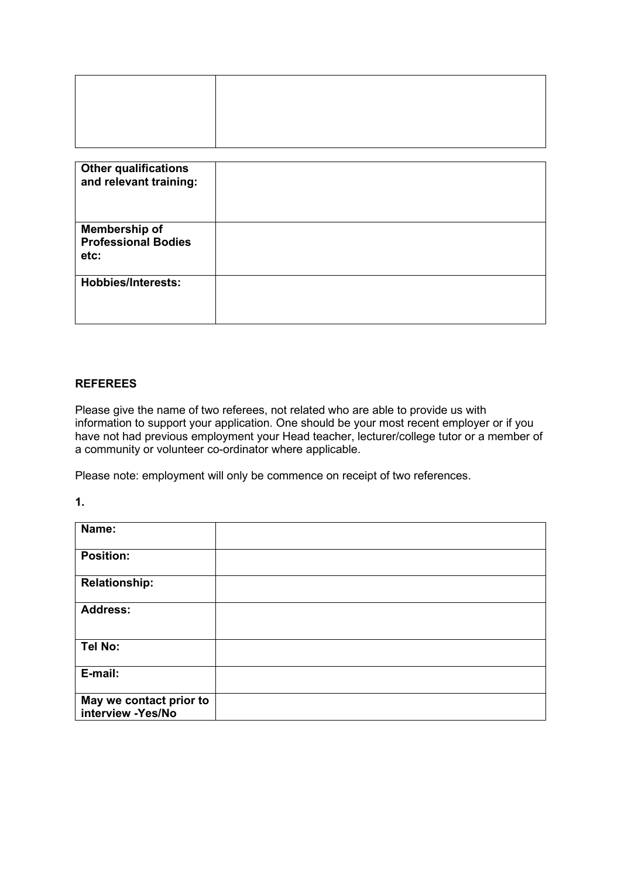| | |
|---|---|
| | |

| | |
|---|---|
| **Other qualifications and relevant training:** | |
| **Membership of Professional Bodies etc:** | |
| **Hobbies/Interests:** | |

**REFEREES**

Please give the name of two referees, not related who are able to provide us with information to support your application. One should be your most recent employer or if you have not had previous employment your Head teacher, lecturer/college tutor or a member of a community or volunteer co-ordinator where applicable.

Please note: employment will only be commence on receipt of two references.

**1.**

| | |
|---|---|
| **Name:** | |
| **Position:** | |
| **Relationship:** | |
| **Address:** | |
| **Tel No:** | |
| **E-mail:** | |
| **May we contact prior to interview -Yes/No** | |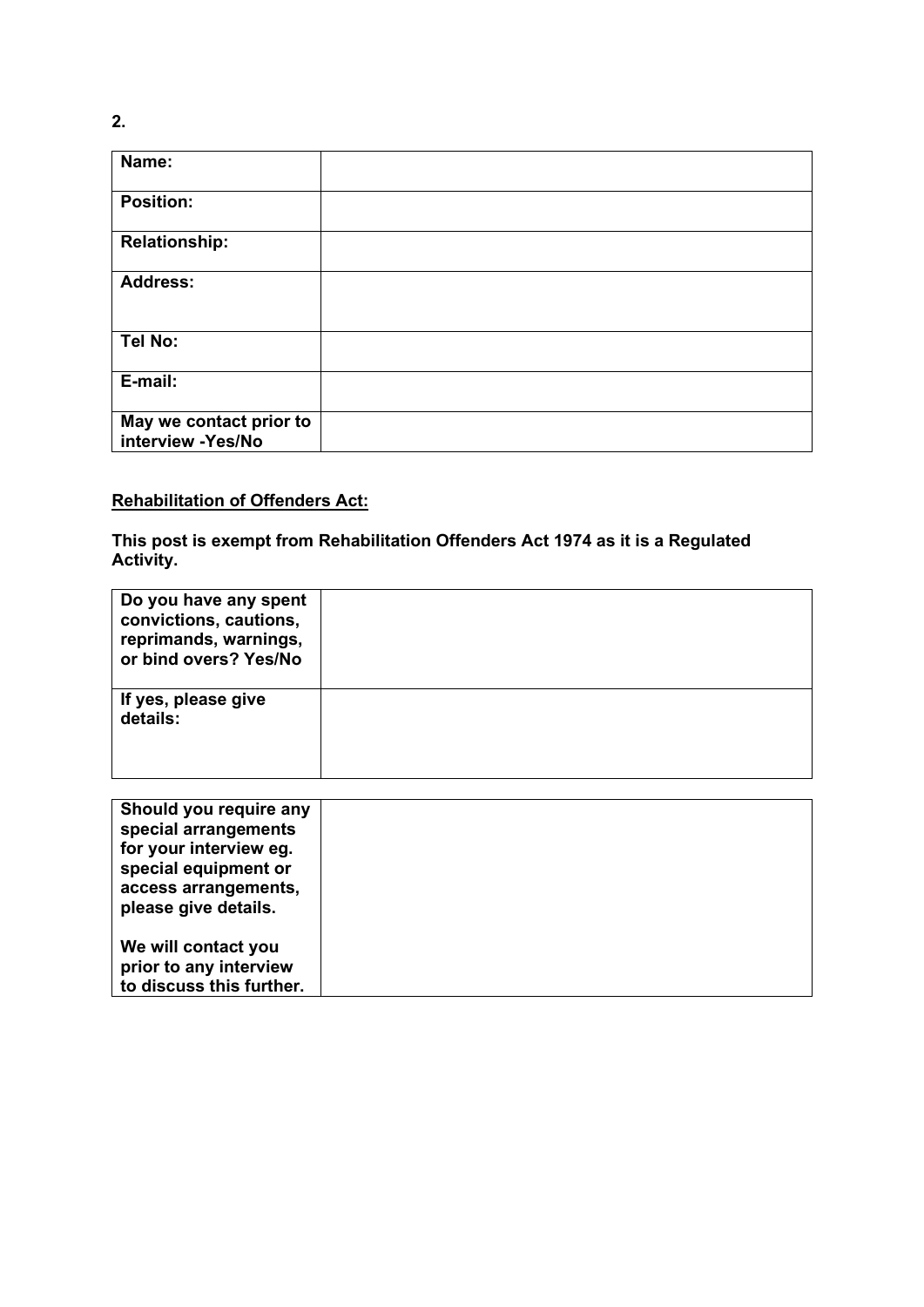**2.**

| **Name:** | |
|---|---|
| **Position:** | |
| **Relationship:** | |
| **Address:** | |
| **Tel No:** | |
| **E-mail:** | |
| **May we contact prior to interview -Yes/No** | |

**Rehabilitation of Offenders Act:**

**This post is exempt from Rehabilitation Offenders Act 1974 as it is a Regulated Activity.**

| **Do you have any spent convictions, cautions, reprimands, warnings, or bind overs? Yes/No** | |
|---|---|
| **If yes, please give details:** | |

| **Should you require any special arrangements for your interview eg. special equipment or access arrangements, please give details.**<br><br>**We will contact you prior to any interview to discuss this further.** | |
|---|---|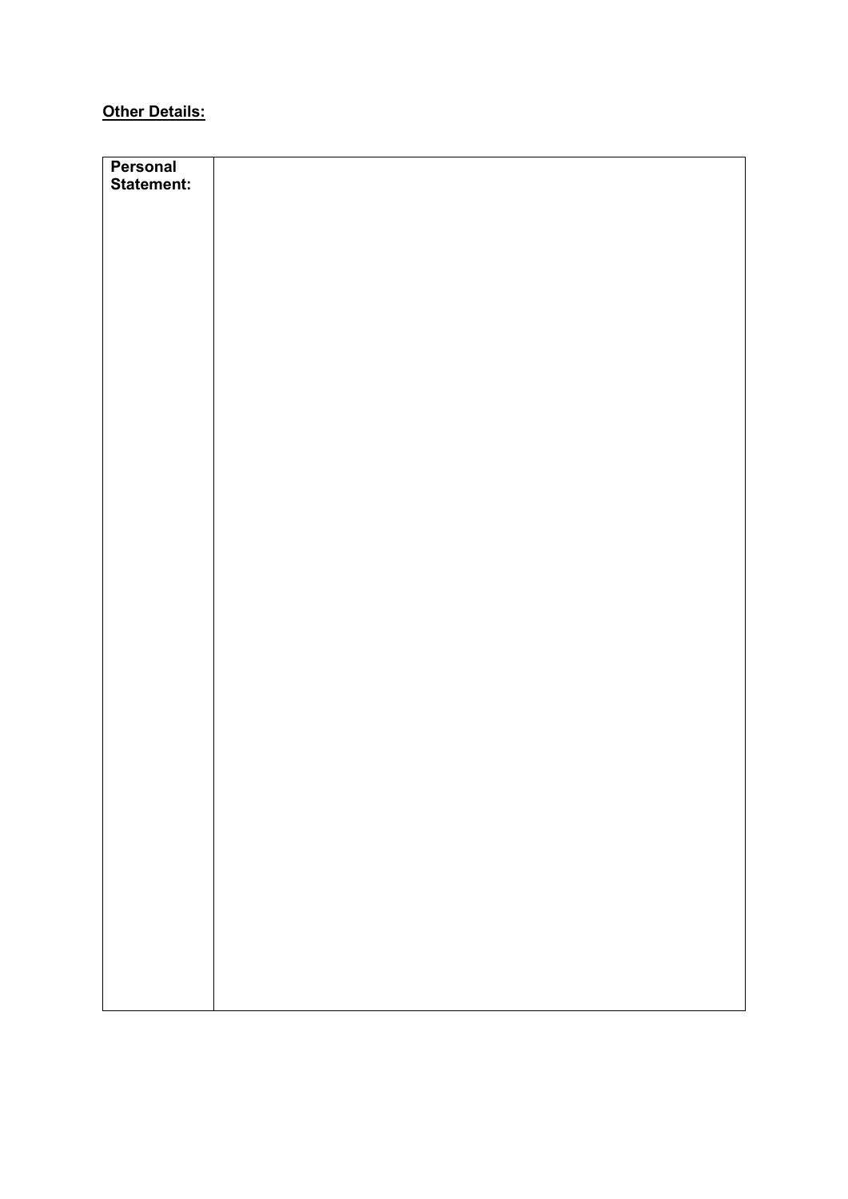**<u>Other Details:</u>**

| **Personal Statement:** | |
|---|---|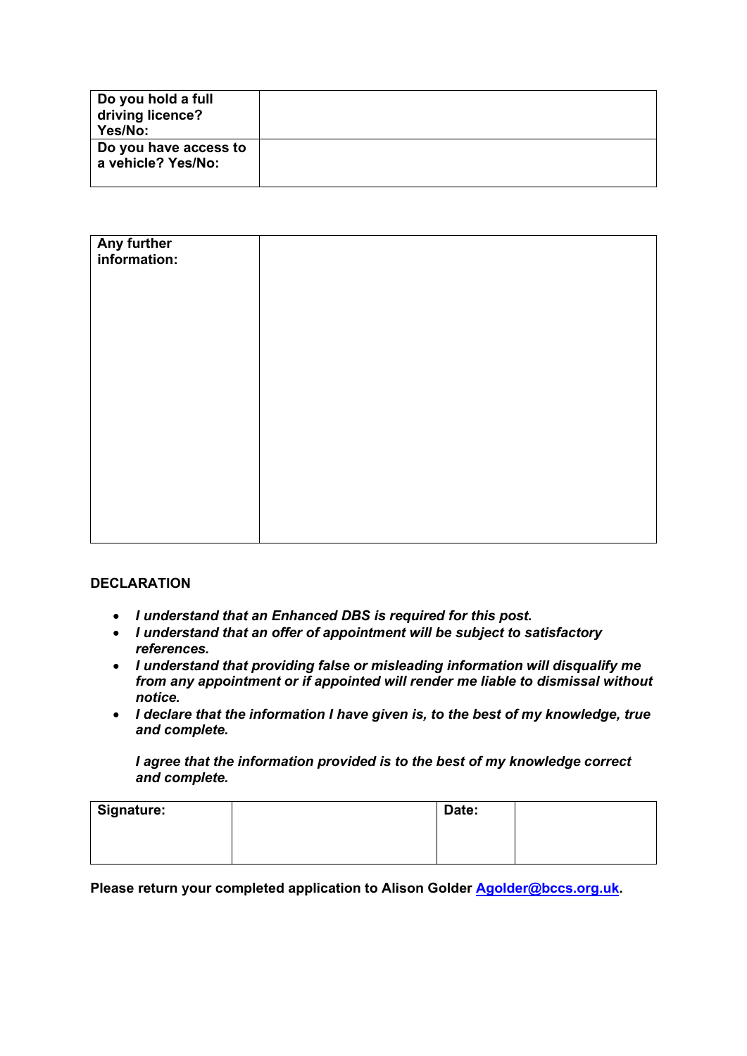| | |
|---|---|
| **Do you hold a full driving licence? Yes/No:** | |
| **Do you have access to a vehicle? Yes/No:** | |

| | |
|---|---|
| **Any further information:** | |

**DECLARATION**

- ***I understand that an Enhanced DBS is required for this post.***
- ***I understand that an offer of appointment will be subject to satisfactory references.***
- ***I understand that providing false or misleading information will disqualify me from any appointment or if appointed will render me liable to dismissal without notice.***
- ***I declare that the information I have given is, to the best of my knowledge, true and complete.***

  ***I agree that the information provided is to the best of my knowledge correct and complete.***

| | | | |
|---|---|---|---|
| **Signature:** | | **Date:** | |

**Please return your completed application to Alison Golder Agolder@bccs.org.uk.**